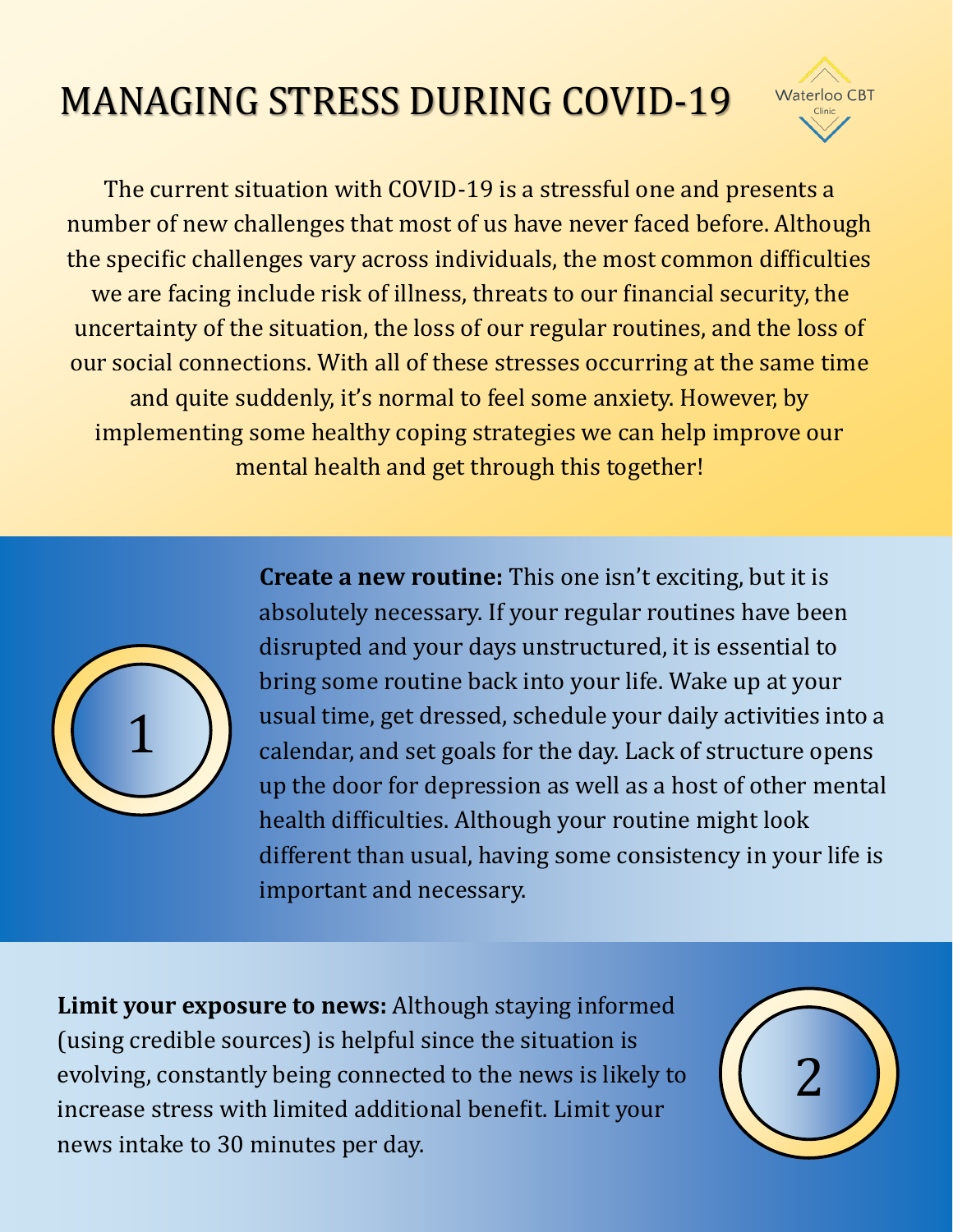# MANAGING STRESS DURING COVID-19

Waterloo CBT Clinic

The current situation with COVID-19 is a stressful one and presents a number of new challenges that most of us have never faced before. Although the specific challenges vary across individuals, the most common difficulties we are facing include risk of illness, threats to our financial security, the uncertainty of the situation, the loss of our regular routines, and the loss of our social connections. With all of these stresses occurring at the same time and quite suddenly, it's normal to feel some anxiety. However, by implementing some healthy coping strategies we can help improve our mental health and get through this together!

1

**Create a new routine:** This one isn't exciting, but it is absolutely necessary. If your regular routines have been disrupted and your days unstructured, it is essential to bring some routine back into your life. Wake up at your usual time, get dressed, schedule your daily activities into a calendar, and set goals for the day. Lack of structure opens up the door for depression as well as a host of other mental health difficulties. Although your routine might look different than usual, having some consistency in your life is important and necessary.

2

**Limit your exposure to news:** Although staying informed (using credible sources) is helpful since the situation is evolving, constantly being connected to the news is likely to increase stress with limited additional benefit. Limit your news intake to 30 minutes per day.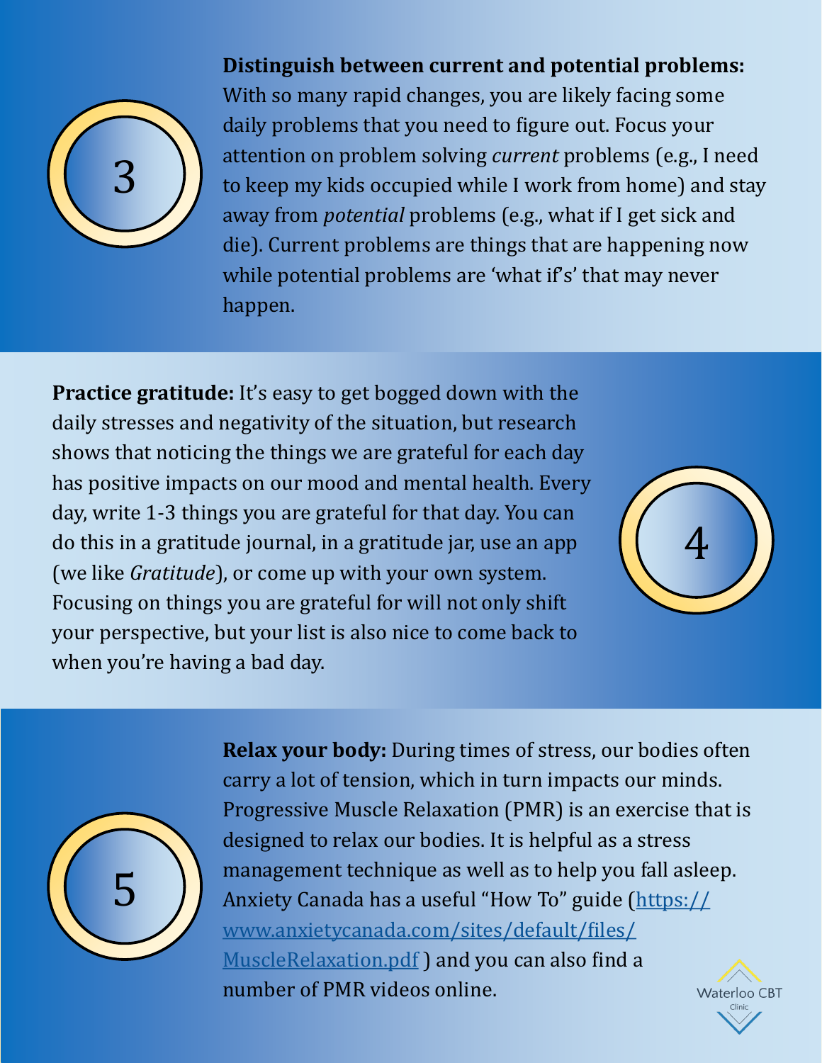**3**

**Distinguish between current and potential problems:** With so many rapid changes, you are likely facing some daily problems that you need to figure out. Focus your attention on problem solving *current* problems (e.g., I need to keep my kids occupied while I work from home) and stay away from *potential* problems (e.g., what if I get sick and die). Current problems are things that are happening now while potential problems are 'what if's' that may never happen.

**4**

**Practice gratitude:** It's easy to get bogged down with the daily stresses and negativity of the situation, but research shows that noticing the things we are grateful for each day has positive impacts on our mood and mental health. Every day, write 1-3 things you are grateful for that day. You can do this in a gratitude journal, in a gratitude jar, use an app (we like *Gratitude*), or come up with your own system. Focusing on things you are grateful for will not only shift your perspective, but your list is also nice to come back to when you're having a bad day.

**5**

**Relax your body:** During times of stress, our bodies often carry a lot of tension, which in turn impacts our minds. Progressive Muscle Relaxation (PMR) is an exercise that is designed to relax our bodies. It is helpful as a stress management technique as well as to help you fall asleep. Anxiety Canada has a useful "How To" guide ([https://www.anxietycanada.com/sites/default/files/MuscleRelaxation.pdf](https://www.anxietycanada.com/sites/default/files/MuscleRelaxation.pdf) ) and you can also find a number of PMR videos online.

Waterloo CBT Clinic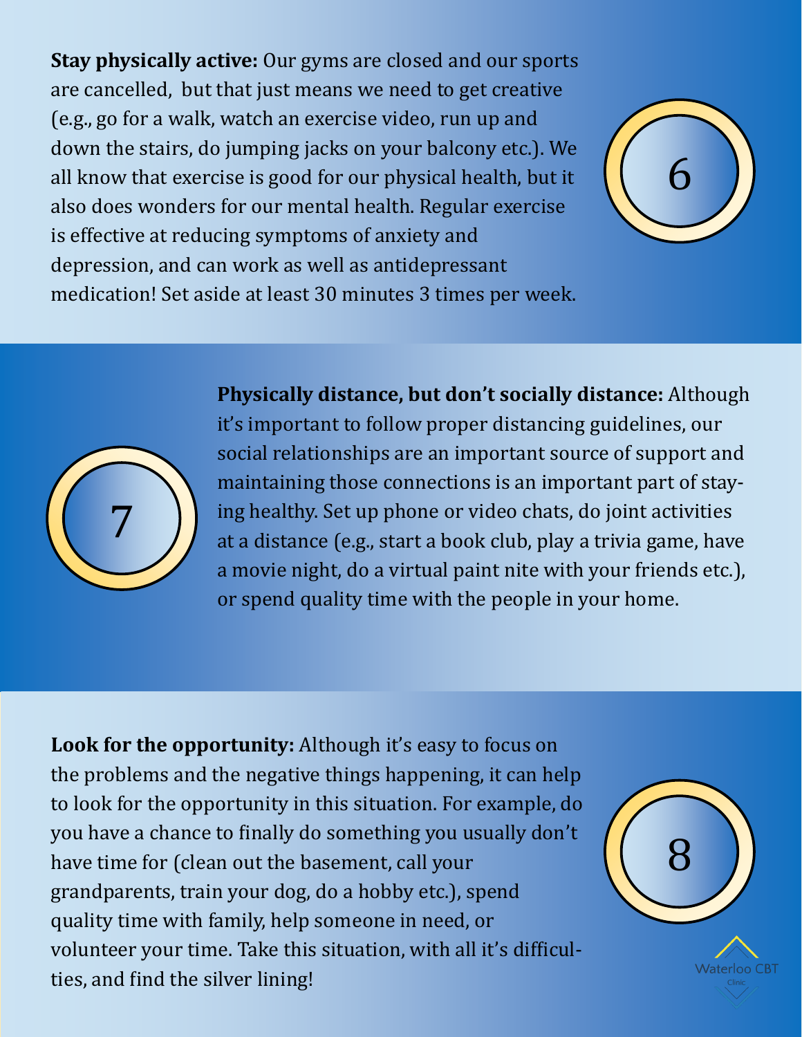6

**Stay physically active:** Our gyms are closed and our sports are cancelled, but that just means we need to get creative (e.g., go for a walk, watch an exercise video, run up and down the stairs, do jumping jacks on your balcony etc.). We all know that exercise is good for our physical health, but it also does wonders for our mental health. Regular exercise is effective at reducing symptoms of anxiety and depression, and can work as well as antidepressant medication! Set aside at least 30 minutes 3 times per week.

7

**Physically distance, but don't socially distance:** Although it's important to follow proper distancing guidelines, our social relationships are an important source of support and maintaining those connections is an important part of staying healthy. Set up phone or video chats, do joint activities at a distance (e.g., start a book club, play a trivia game, have a movie night, do a virtual paint nite with your friends etc.), or spend quality time with the people in your home.

8

**Look for the opportunity:** Although it's easy to focus on the problems and the negative things happening, it can help to look for the opportunity in this situation. For example, do you have a chance to finally do something you usually don't have time for (clean out the basement, call your grandparents, train your dog, do a hobby etc.), spend quality time with family, help someone in need, or volunteer your time. Take this situation, with all it's difficulties, and find the silver lining!

Waterloo CBT Clinic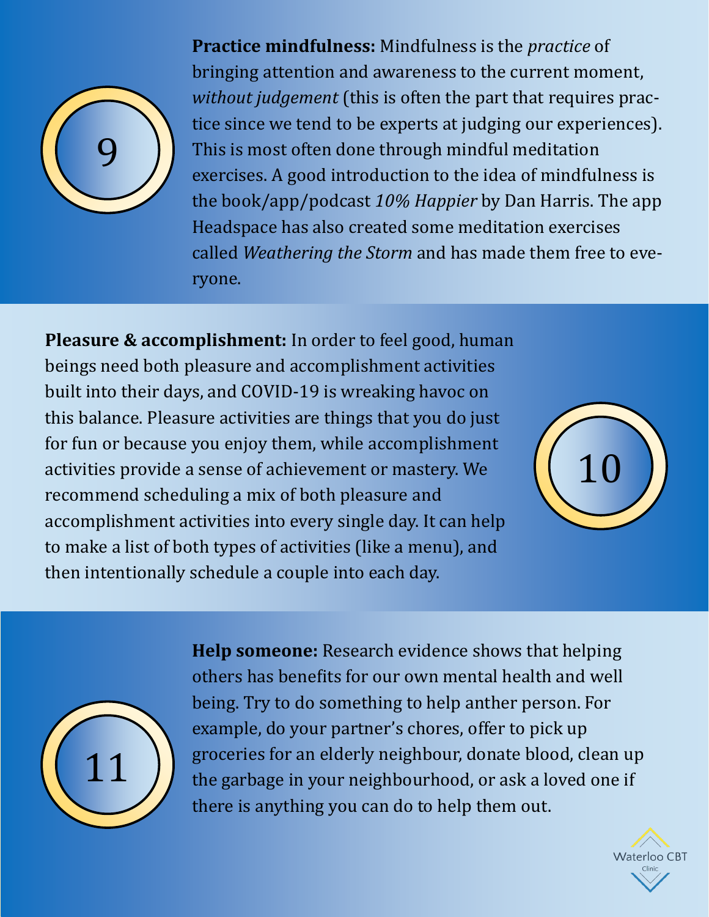9

**Practice mindfulness:** Mindfulness is the *practice* of bringing attention and awareness to the current moment, *without judgement* (this is often the part that requires practice since we tend to be experts at judging our experiences). This is most often done through mindful meditation exercises. A good introduction to the idea of mindfulness is the book/app/podcast *10% Happier* by Dan Harris. The app Headspace has also created some meditation exercises called *Weathering the Storm* and has made them free to everyone.

10

**Pleasure & accomplishment:** In order to feel good, human beings need both pleasure and accomplishment activities built into their days, and COVID-19 is wreaking havoc on this balance. Pleasure activities are things that you do just for fun or because you enjoy them, while accomplishment activities provide a sense of achievement or mastery. We recommend scheduling a mix of both pleasure and accomplishment activities into every single day. It can help to make a list of both types of activities (like a menu), and then intentionally schedule a couple into each day.

11

**Help someone:** Research evidence shows that helping others has benefits for our own mental health and well being. Try to do something to help anther person. For example, do your partner's chores, offer to pick up groceries for an elderly neighbour, donate blood, clean up the garbage in your neighbourhood, or ask a loved one if there is anything you can do to help them out.

Waterloo CBT Clinic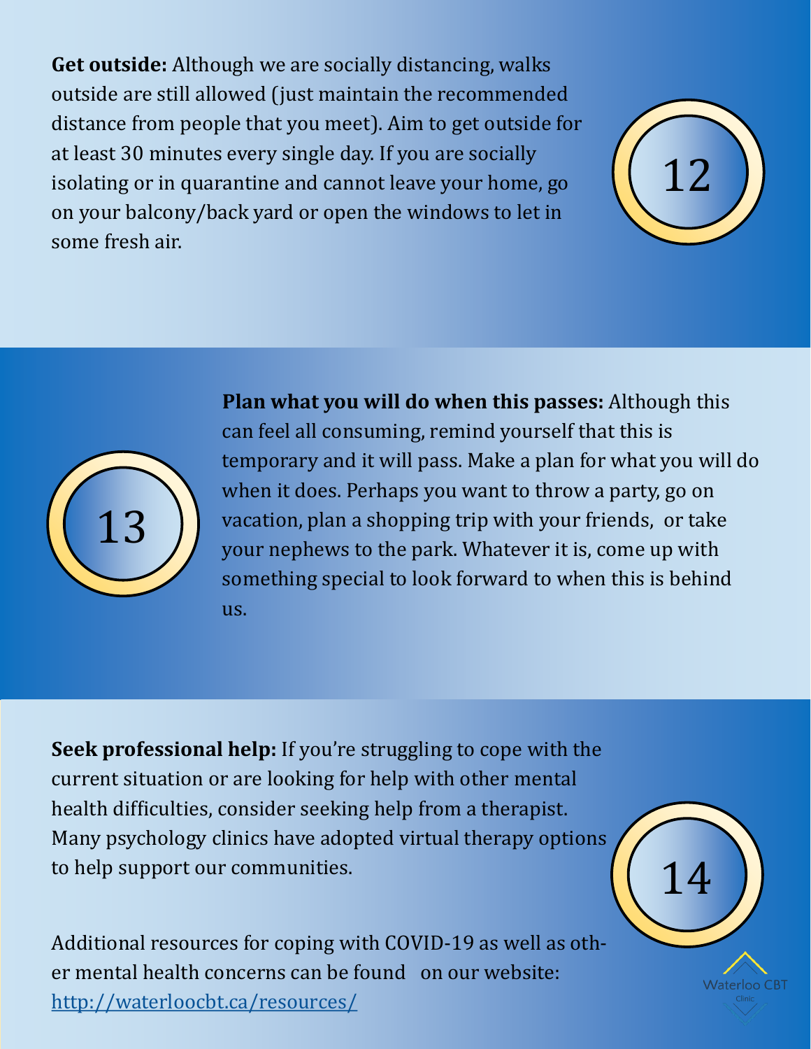**Get outside:** Although we are socially distancing, walks outside are still allowed (just maintain the recommended distance from people that you meet). Aim to get outside for at least 30 minutes every single day. If you are socially isolating or in quarantine and cannot leave your home, go on your balcony/back yard or open the windows to let in some fresh air.

12

13

**Plan what you will do when this passes:** Although this can feel all consuming, remind yourself that this is temporary and it will pass. Make a plan for what you will do when it does. Perhaps you want to throw a party, go on vacation, plan a shopping trip with your friends, or take your nephews to the park. Whatever it is, come up with something special to look forward to when this is behind us.

**Seek professional help:** If you're struggling to cope with the current situation or are looking for help with other mental health difficulties, consider seeking help from a therapist. Many psychology clinics have adopted virtual therapy options to help support our communities.

14

Additional resources for coping with COVID-19 as well as other mental health concerns can be found on our website: [http://waterloocbt.ca/resources/](http://waterloocbt.ca/resources/)

Waterloo CBT Clinic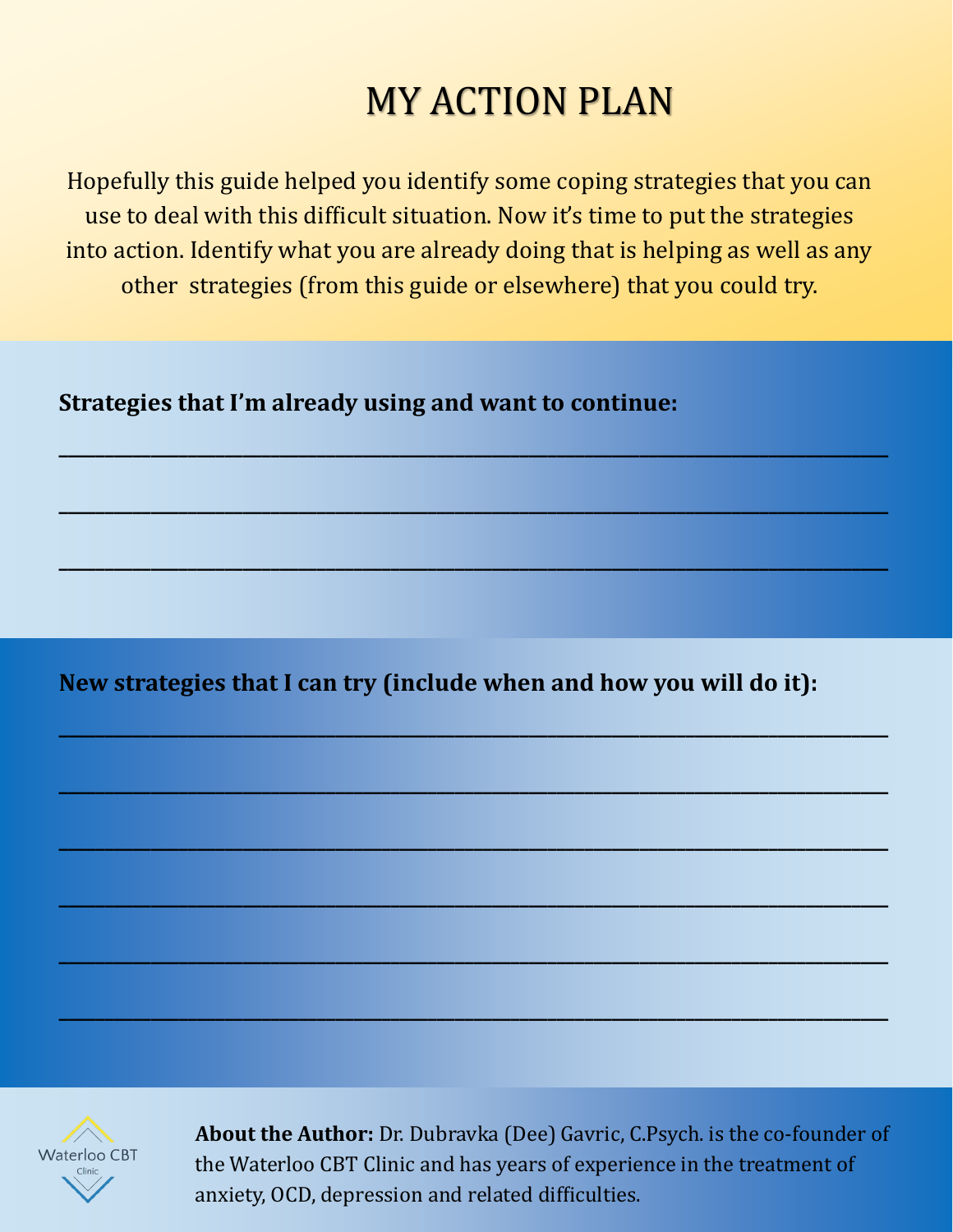# MY ACTION PLAN

Hopefully this guide helped you identify some coping strategies that you can use to deal with this difficult situation. Now it's time to put the strategies into action. Identify what you are already doing that is helping as well as any other strategies (from this guide or elsewhere) that you could try.

**Strategies that I'm already using and want to continue:**

______________________________________________________________________________

______________________________________________________________________________

______________________________________________________________________________

**New strategies that I can try (include when and how you will do it):**

______________________________________________________________________________

______________________________________________________________________________

______________________________________________________________________________

______________________________________________________________________________

______________________________________________________________________________

______________________________________________________________________________

Waterloo CBT Clinic

**About the Author:** Dr. Dubravka (Dee) Gavric, C.Psych. is the co-founder of the Waterloo CBT Clinic and has years of experience in the treatment of anxiety, OCD, depression and related difficulties.